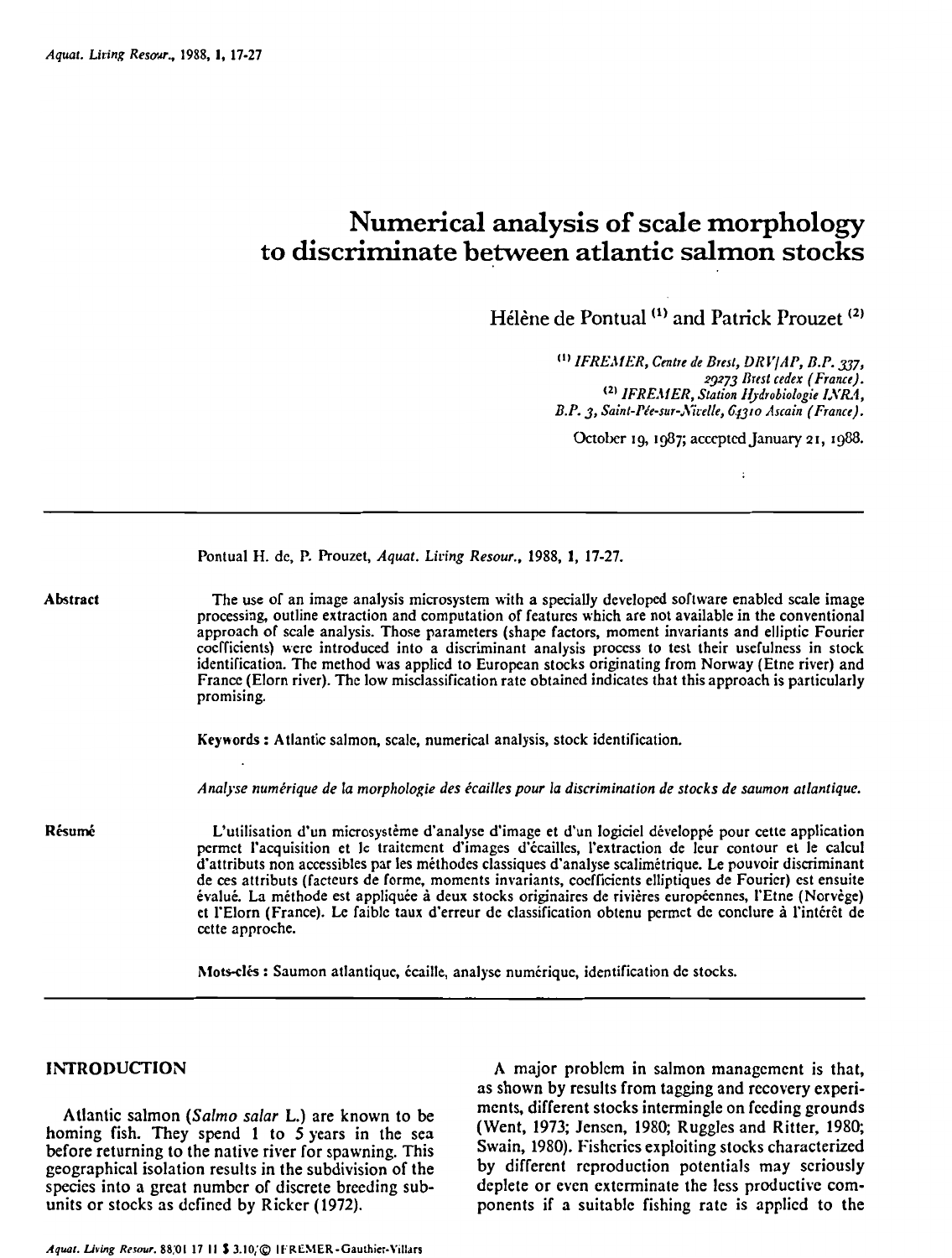# Numerical analysis of scale morphology to discriminate between atlantic salmon stocks

Hélène de Pontual [(1)] and Patrick Prouzet [(2)]

[(1)] *IFREMER, Centre de Brest, DRV/AP, B.P. 337, 29273 Brest cedex (France).*
[(2)] *IFREMER, Station Hydrobiologie INRA, B.P. 3, Saint-Pée-sur-Nivelle, 64310 Ascain (France).*

October 19, 1987; accepted January 21, 1988.

Pontual H. de, P. Prouzet, *Aquat. Living Resour.*, 1988, **1**, 17-27.

**Abstract**

The use of an image analysis microsystem with a specially developed software enabled scale image processing, outline extraction and computation of features which are not available in the conventional approach of scale analysis. Those parameters (shape factors, moment invariants and elliptic Fourier coefficients) were introduced into a discriminant analysis process to test their usefulness in stock identification. The method was applied to European stocks originating from Norway (Etne river) and France (Elorn river). The low misclassification rate obtained indicates that this approach is particularly promising.

**Keywords :** Atlantic salmon, scale, numerical analysis, stock identification.

*Analyse numérique de la morphologie des écailles pour la discrimination de stocks de saumon atlantique.*

**Résumé**

L'utilisation d'un microsystème d'analyse d'image et d'un logiciel développé pour cette application permet l'acquisition et le traitement d'images d'écailles, l'extraction de leur contour et le calcul d'attributs non accessibles par les méthodes classiques d'analyse scalimétrique. Le pouvoir discriminant de ces attributs (facteurs de forme, moments invariants, coefficients elliptiques de Fourier) est ensuite évalué. La méthode est appliquée à deux stocks originaires de rivières européennes, l'Etne (Norvège) et l'Elorn (France). Le faible taux d'erreur de classification obtenu permet de conclure à l'intérêt de cette approche.

**Mots-clés :** Saumon atlantique, écaille, analyse numérique, identification de stocks.

## INTRODUCTION

Atlantic salmon (*Salmo salar* L.) are known to be homing fish. They spend 1 to 5 years in the sea before returning to the native river for spawning. This geographical isolation results in the subdivision of the species into a great number of discrete breeding subunits or stocks as defined by Ricker (1972).

A major problem in salmon management is that, as shown by results from tagging and recovery experiments, different stocks intermingle on feeding grounds (Went, 1973; Jensen, 1980; Ruggles and Ritter, 1980; Swain, 1980). Fisheries exploiting stocks characterized by different reproduction potentials may seriously deplete or even exterminate the less productive components if a suitable fishing rate is applied to the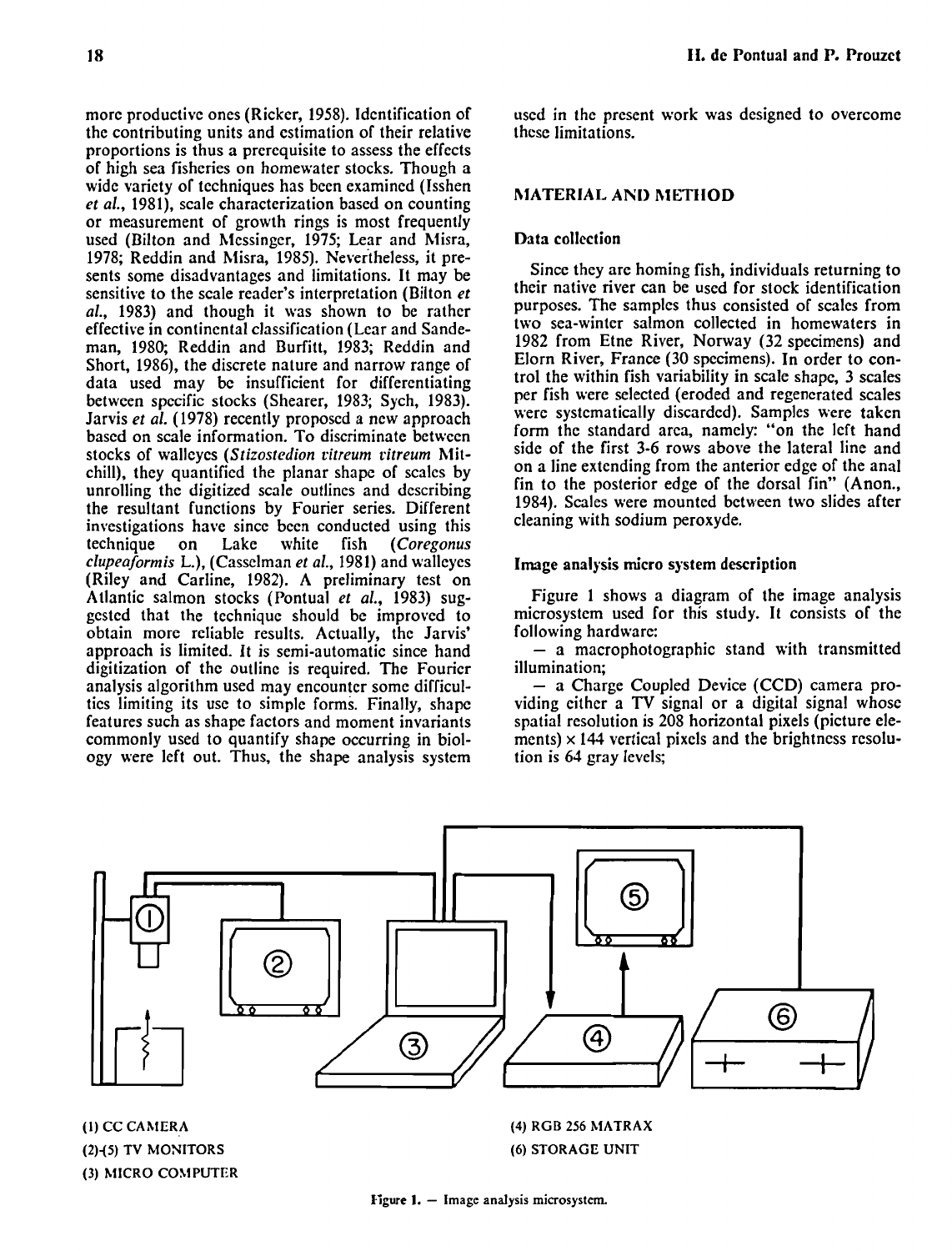more productive ones (Ricker, 1958). Identification of the contributing units and estimation of their relative proportions is thus a prerequisite to assess the effects of high sea fisheries on homewater stocks. Though a wide variety of techniques has been examined (Isshen *et al.*, 1981), scale characterization based on counting or measurement of growth rings is most frequently used (Bilton and Messinger, 1975; Lear and Misra, 1978; Reddin and Misra, 1985). Nevertheless, it presents some disadvantages and limitations. It may be sensitive to the scale reader's interpretation (Bilton *et al.*, 1983) and though it was shown to be rather effective in continental classification (Lear and Sandeman, 1980; Reddin and Burfitt, 1983; Reddin and Short, 1986), the discrete nature and narrow range of data used may be insufficient for differentiating between specific stocks (Shearer, 1983; Sych, 1983). Jarvis *et al.* (1978) recently proposed a new approach based on scale information. To discriminate between stocks of walleyes (*Stizostedion vitreum vitreum* Mitchill), they quantified the planar shape of scales by unrolling the digitized scale outlines and describing the resultant functions by Fourier series. Different investigations have since been conducted using this technique on Lake white fish (*Coregonus clupeaformis* L.), (Casselman *et al.*, 1981) and walleyes (Riley and Carline, 1982). A preliminary test on Atlantic salmon stocks (Pontual *et al.*, 1983) suggested that the technique should be improved to obtain more reliable results. Actually, the Jarvis' approach is limited. It is semi-automatic since hand digitization of the outline is required. The Fourier analysis algorithm used may encounter some difficulties limiting its use to simple forms. Finally, shape features such as shape factors and moment invariants commonly used to quantify shape occurring in biology were left out. Thus, the shape analysis system used in the present work was designed to overcome these limitations.

## MATERIAL AND METHOD

### Data collection

Since they are homing fish, individuals returning to their native river can be used for stock identification purposes. The samples thus consisted of scales from two sea-winter salmon collected in homewaters in 1982 from Etne River, Norway (32 specimens) and Elorn River, France (30 specimens). In order to control the within fish variability in scale shape, 3 scales per fish were selected (eroded and regenerated scales were systematically discarded). Samples were taken form the standard area, namely: "on the left hand side of the first 3-6 rows above the lateral line and on a line extending from the anterior edge of the anal fin to the posterior edge of the dorsal fin" (Anon., 1984). Scales were mounted between two slides after cleaning with sodium peroxyde.

### Image analysis micro system description

Figure 1 shows a diagram of the image analysis microsystem used for this study. It consists of the following hardware:

- a macrophotographic stand with transmitted illumination;
- a Charge Coupled Device (CCD) camera providing either a TV signal or a digital signal whose spatial resolution is 208 horizontal pixels (picture elements) × 144 vertical pixels and the brightness resolution is 64 gray levels;

(1) CC CAMERA
(2)-(5) TV MONITORS
(3) MICRO COMPUTER
(4) RGB 256 MATRAX
(6) STORAGE UNIT

Figure 1. — Image analysis microsystem.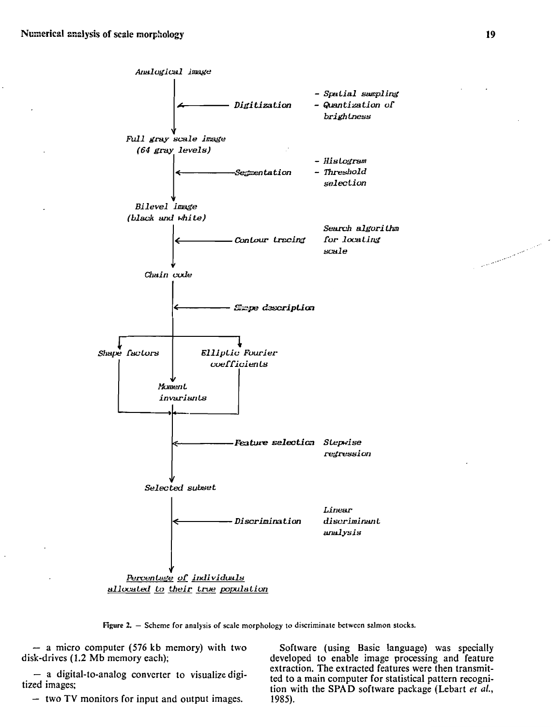Analogical image

↓ ← Digitization — Spatial sampling; Quantization of brightness

Full gray scale image (64 gray levels)

↓ ← Segmentation — Histogram; Threshold selection

Bilevel image (black and white)

↓ ← Contour tracing — Search algorithm for locating scale

Chain code

↓ ← Shape description

Shape factors | Moment invariants | Elliptic Fourier coefficients

↓ ← Feature selection — Stepwise regression

Selected subset

↓ ← Discrimination — Linear discriminant analysis

Percentage of individuals allocated to their true population

Figure 2. — Scheme for analysis of scale morphology to discriminate between salmon stocks.

— a micro computer (576 kb memory) with two disk-drives (1.2 Mb memory each);

— a digital-to-analog converter to visualize digitized images;

— two TV monitors for input and output images.

Software (using Basic language) was specially developed to enable image processing and feature extraction. The extracted features were then transmitted to a main computer for statistical pattern recognition with the SPAD software package (Lebart *et al.*, 1985).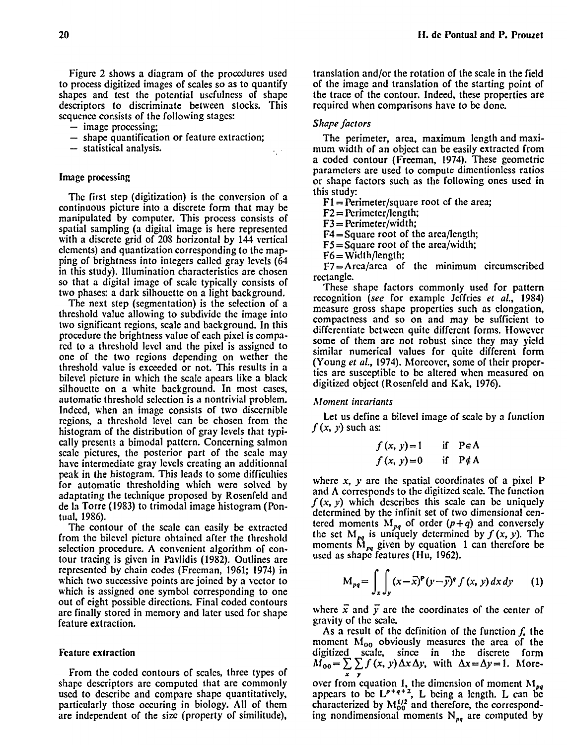Figure 2 shows a diagram of the procedures used to process digitized images of scales so as to quantify shapes and test the potential usefulness of shape descriptors to discriminate between stocks. This sequence consists of the following stages:

- image processing;
- shape quantification or feature extraction;
- statistical analysis.

## Image processing

The first step (digitization) is the conversion of a continuous picture into a discrete form that may be manipulated by computer. This process consists of spatial sampling (a digital image is here represented with a discrete grid of 208 horizontal by 144 vertical elements) and quantization corresponding to the mapping of brightness into integers called gray levels (64 in this study). Illumination characteristics are chosen so that a digital image of scale typically consists of two phases: a dark silhouette on a light background.

The next step (segmentation) is the selection of a threshold value allowing to subdivide the image into two significant regions, scale and background. In this procedure the brightness value of each pixel is compared to a threshold level and the pixel is assigned to one of the two regions depending on wether the threshold value is exceeded or not. This results in a bilevel picture in which the scale apears like a black silhouette on a white background. In most cases, automatic threshold selection is a nontrivial problem. Indeed, when an image consists of two discernible regions, a threshold level can be chosen from the histogram of the distribution of gray levels that typically presents a bimodal pattern. Concerning salmon scale pictures, the posterior part of the scale may have intermediate gray levels creating an additionnal peak in the histogram. This leads to some difficulties for automatic thresholding which were solved by adaptating the technique proposed by Rosenfeld and de la Torre (1983) to trimodal image histogram (Pontual, 1986).

The contour of the scale can easily be extracted from the bilevel picture obtained after the threshold selection procedure. A convenient algorithm of contour tracing is given in Pavlidis (1982). Outlines are represented by chain codes (Freeman, 1961; 1974) in which two successive points are joined by a vector to which is assigned one symbol corresponding to one out of eight possible directions. Final coded contours are finally stored in memory and later used for shape feature extraction.

## Feature extraction

From the coded contours of scales, three types of shape descriptors are computed that are commonly used to describe and compare shape quantitatively, particularly those occuring in biology. All of them are independent of the size (property of similitude), translation and/or the rotation of the scale in the field of the image and translation of the starting point of the trace of the contour. Indeed, these properties are required when comparisons have to be done.

### *Shape factors*

The perimeter, area, maximum length and maximum width of an object can be easily extracted from a coded contour (Freeman, 1974). These geometric parameters are used to compute dimentionless ratios or shape factors such as the following ones used in this study:

F1 = Perimeter/square root of the area;
F2 = Perimeter/length;
F3 = Perimeter/width;
F4 = Square root of the area/length;
F5 = Square root of the area/width;
F6 = Width/length;
F7 = Area/area of the minimum circumscribed rectangle.

These shape factors commonly used for pattern recognition (*see* for example Jeffries *et al.*, 1984) measure gross shape properties such as elongation, compactness and so on and may be sufficient to differentiate between quite different forms. However some of them are not robust since they may yield similar numerical values for quite different form (Young *et al.*, 1974). Moreover, some of their properties are susceptible to be altered when measured on digitized object (Rosenfeld and Kak, 1976).

### *Moment invariants*

Let us define a bilevel image of scale by a function $f(x, y)$ such as:

$$f(x, y) = 1 \quad \text{if } P \in A$$
$$f(x, y) = 0 \quad \text{if } P \notin A$$

where $x$, $y$ are the spatial coordinates of a pixel P and A corresponds to the digitized scale. The function $f(x, y)$ which describes this scale can be uniquely determined by the infinit set of two dimensional centered moments $M_{pq}$ of order $(p+q)$ and conversely the set $M_{pq}$ is uniquely determined by $f(x, y)$. The moments $M_{pq}$ given by equation 1 can therefore be used as shape features (Hu, 1962).

$$M_{pq} = \int_x \int_y (x - \bar{x})^p (y - \bar{y})^q f(x, y)\, dx\, dy \qquad (1)$$

where $\bar{x}$ and $\bar{y}$ are the coordinates of the center of gravity of the scale.

As a result of the definition of the function $f$, the moment $M_{00}$ obviously measures the area of the digitized scale, since in the discrete form $M_{00} = \sum_x \sum_y f(x, y) \Delta x \Delta y$, with $\Delta x = \Delta y = 1$. Moreover from equation 1, the dimension of moment $M_{pq}$ appears to be $L^{p+q+2}$, L being a length. L can be characterized by $M_{00}^{1/2}$ and therefore, the corresponding nondimensional moments $N_{pq}$ are computed by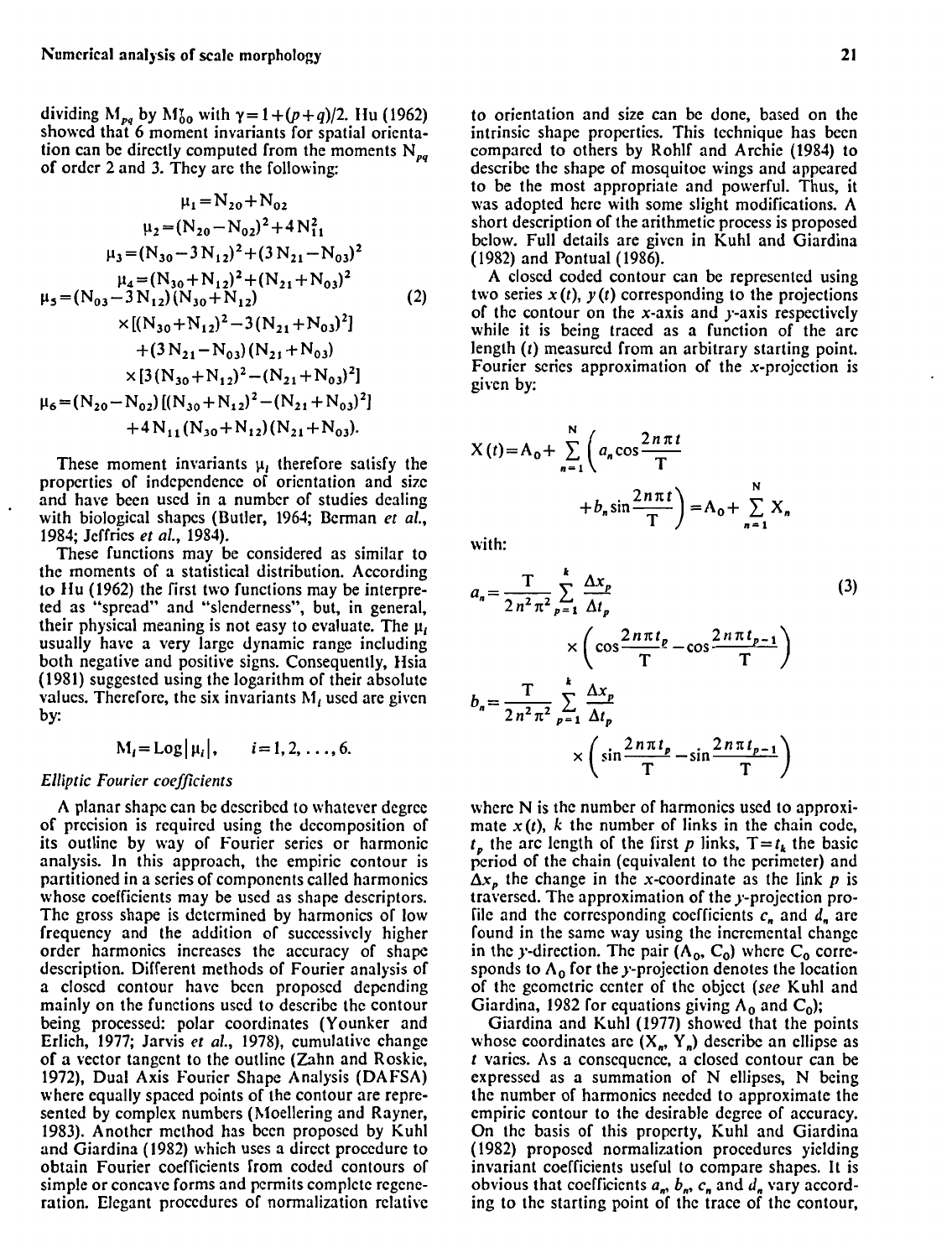dividing $M_{pq}$ by $M_{00}^{\gamma}$ with $\gamma = 1+(p+q)/2$. Hu (1962) showed that 6 moment invariants for spatial orientation can be directly computed from the moments $N_{pq}$ of order 2 and 3. They are the following:

$$
\begin{aligned}
\mu_1 &= N_{20}+N_{02} \\
\mu_2 &= (N_{20}-N_{02})^2+4N_{11}^2 \\
\mu_3 &= (N_{30}-3N_{12})^2+(3N_{21}-N_{03})^2 \\
\mu_4 &= (N_{30}+N_{12})^2+(N_{21}+N_{03})^2 \\
\mu_5 &= (N_{03}-3N_{12})(N_{30}+N_{12}) \\
&\quad \times[(N_{30}+N_{12})^2-3(N_{21}+N_{03})^2] \\
&\quad +(3N_{21}-N_{03})(N_{21}+N_{03}) \\
&\quad \times[3(N_{30}+N_{12})^2-(N_{21}+N_{03})^2] \\
\mu_6 &= (N_{20}-N_{02})[(N_{30}+N_{12})^2-(N_{21}+N_{03})^2] \\
&\quad +4N_{11}(N_{30}+N_{12})(N_{21}+N_{03}).
\end{aligned}
\tag{2}
$$

These moment invariants $\mu_i$ therefore satisfy the properties of independence of orientation and size and have been used in a number of studies dealing with biological shapes (Butler, 1964; Berman *et al.*, 1984; Jeffries *et al.*, 1984).

These functions may be considered as similar to the moments of a statistical distribution. According to Hu (1962) the first two functions may be interpreted as "spread" and "slenderness", but, in general, their physical meaning is not easy to evaluate. The $\mu_i$ usually have a very large dynamic range including both negative and positive signs. Consequently, Hsia (1981) suggested using the logarithm of their absolute values. Therefore, the six invariants $M_i$ used are given by:

$$M_i = \text{Log}\,|\mu_i|, \qquad i=1,2,\ldots,6.$$

### *Elliptic Fourier coefficients*

A planar shape can be described to whatever degree of precision is required using the decomposition of its outline by way of Fourier series or harmonic analysis. In this approach, the empiric contour is partitioned in a series of components called harmonics whose coefficients may be used as shape descriptors. The gross shape is determined by harmonics of low frequency and the addition of successively higher order harmonics increases the accuracy of shape description. Different methods of Fourier analysis of a closed contour have been proposed depending mainly on the functions used to describe the contour being processed: polar coordinates (Younker and Erlich, 1977; Jarvis *et al.*, 1978), cumulative change of a vector tangent to the outline (Zahn and Roskie, 1972), Dual Axis Fourier Shape Analysis (DAFSA) where equally spaced points of the contour are represented by complex numbers (Moellering and Rayner, 1983). Another method has been proposed by Kuhl and Giardina (1982) which uses a direct procedure to obtain Fourier coefficients from coded contours of simple or concave forms and permits complete regeneration. Elegant procedures of normalization relative to orientation and size can be done, based on the intrinsic shape properties. This technique has been compared to others by Rohlf and Archie (1984) to describe the shape of mosquitoe wings and appeared to be the most appropriate and powerful. Thus, it was adopted here with some slight modifications. A short description of the arithmetic process is proposed below. Full details are given in Kuhl and Giardina (1982) and Pontual (1986).

A closed coded contour can be represented using two series $x(t)$, $y(t)$ corresponding to the projections of the contour on the $x$-axis and $y$-axis respectively while it is being traced as a function of the arc length ($t$) measured from an arbitrary starting point. Fourier series approximation of the $x$-projection is given by:

$$X(t) = A_0 + \sum_{n=1}^{N}\left(a_n \cos\frac{2n\pi t}{T} + b_n \sin\frac{2n\pi t}{T}\right) = A_0 + \sum_{n=1}^{N} X_n$$

with:

$$
\begin{aligned}
a_n &= \frac{T}{2n^2\pi^2}\sum_{p=1}^{k}\frac{\Delta x_p}{\Delta t_p} \times\left(\cos\frac{2n\pi t_p}{T}-\cos\frac{2n\pi t_{p-1}}{T}\right) \\
b_n &= \frac{T}{2n^2\pi^2}\sum_{p=1}^{k}\frac{\Delta x_p}{\Delta t_p} \times\left(\sin\frac{2n\pi t_p}{T}-\sin\frac{2n\pi t_{p-1}}{T}\right)
\end{aligned}
\tag{3}
$$

where N is the number of harmonics used to approximate $x(t)$, $k$ the number of links in the chain code, $t_p$ the arc length of the first $p$ links, $T=t_k$ the basic period of the chain (equivalent to the perimeter) and $\Delta x_p$ the change in the $x$-coordinate as the link $p$ is traversed. The approximation of the $y$-projection profile and the corresponding coefficients $c_n$ and $d_n$ are found in the same way using the incremental change in the $y$-direction. The pair ($A_0$, $C_0$) where $C_0$ corresponds to $A_0$ for the $y$-projection denotes the location of the geometric center of the object (*see* Kuhl and Giardina, 1982 for equations giving $A_0$ and $C_0$);

Giardina and Kuhl (1977) showed that the points whose coordinates are ($X_n$, $Y_n$) describe an ellipse as $t$ varies. As a consequence, a closed contour can be expressed as a summation of N ellipses, N being the number of harmonics needed to approximate the empiric contour to the desirable degree of accuracy. On the basis of this property, Kuhl and Giardina (1982) proposed normalization procedures yielding invariant coefficients useful to compare shapes. It is obvious that coefficients $a_n$, $b_n$, $c_n$ and $d_n$ vary according to the starting point of the trace of the contour,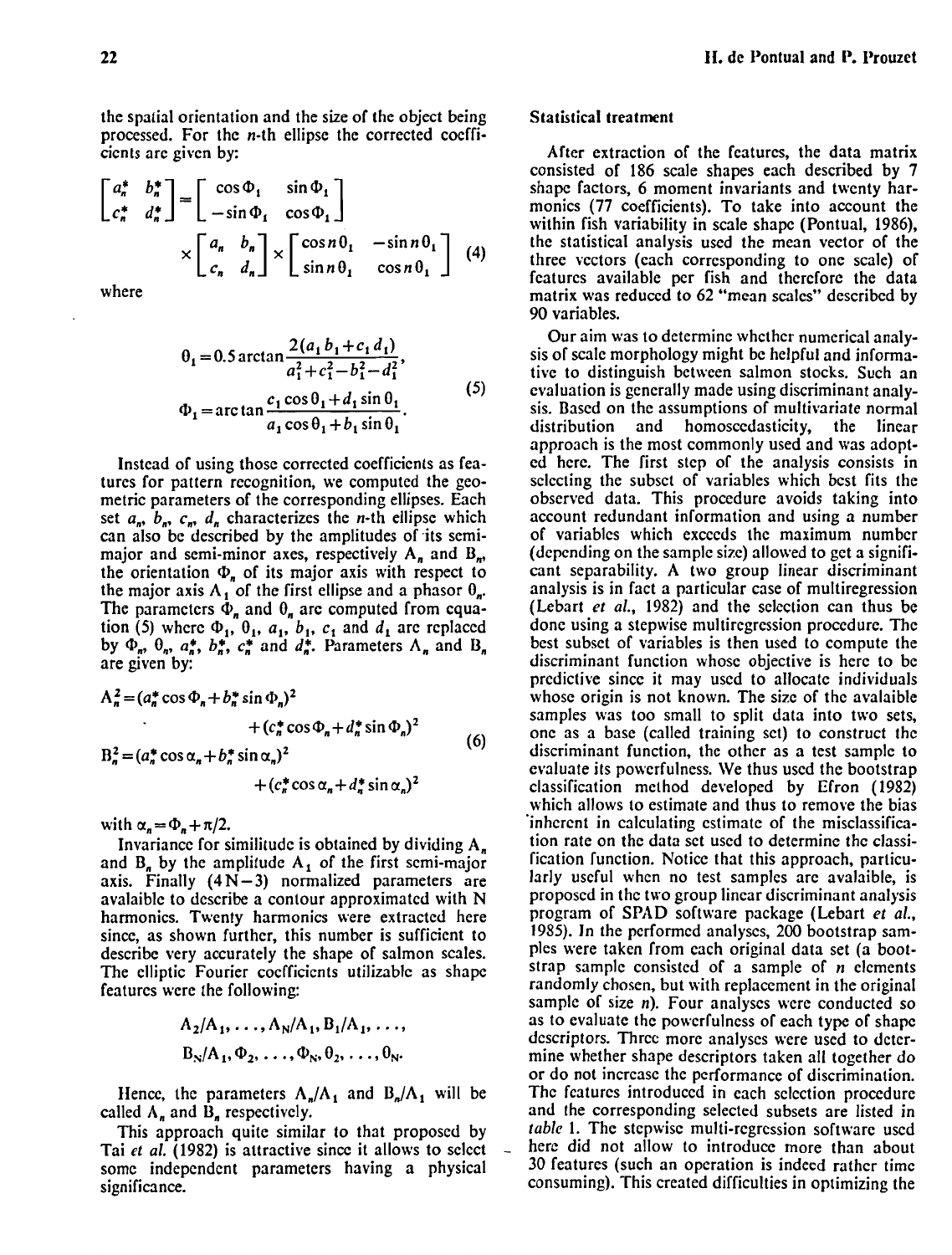the spatial orientation and the size of the object being processed. For the $n$-th ellipse the corrected coefficients are given by:

$$\begin{bmatrix} a_n^* & b_n^* \\ c_n^* & d_n^* \end{bmatrix} = \begin{bmatrix} \cos\Phi_1 & \sin\Phi_1 \\ -\sin\Phi_1 & \cos\Phi_1 \end{bmatrix} \times \begin{bmatrix} a_n & b_n \\ c_n & d_n \end{bmatrix} \times \begin{bmatrix} \cos n\theta_1 & -\sin n\theta_1 \\ \sin n\theta_1 & \cos n\theta_1 \end{bmatrix} \quad (4)$$

where

$$\theta_1 = 0.5 \arctan \frac{2(a_1 b_1 + c_1 d_1)}{a_1^2 + c_1^2 - b_1^2 - d_1^2},$$
$$\Phi_1 = \arctan \frac{c_1 \cos\theta_1 + d_1 \sin\theta_1}{a_1 \cos\theta_1 + b_1 \sin\theta_1}. \quad (5)$$

Instead of using those corrected coefficients as features for pattern recognition, we computed the geometric parameters of the corresponding ellipses. Each set $a_n$, $b_n$, $c_n$, $d_n$ characterizes the $n$-th ellipse which can also be described by the amplitudes of its semi-major and semi-minor axes, respectively $A_n$ and $B_n$, the orientation $\Phi_n$ of its major axis with respect to the major axis $A_1$ of the first ellipse and a phasor $\theta_n$. The parameters $\Phi_n$ and $\theta_n$ are computed from equation (5) where $\Phi_1$, $\theta_1$, $a_1$, $b_1$, $c_1$ and $d_1$ are replaced by $\Phi_n$, $\theta_n$, $a_n^*$, $b_n^*$, $c_n^*$ and $d_n^*$. Parameters $A_n$ and $B_n$ are given by:

$$A_n^2 = (a_n^* \cos\Phi_n + b_n^* \sin\Phi_n)^2 + (c_n^* \cos\Phi_n + d_n^* \sin\Phi_n)^2$$
$$B_n^2 = (a_n^* \cos\alpha_n + b_n^* \sin\alpha_n)^2 + (c_n^* \cos\alpha_n + d_n^* \sin\alpha_n)^2 \quad (6)$$

with $\alpha_n = \Phi_n + \pi/2$.

Invariance for similitude is obtained by dividing $A_n$ and $B_n$ by the amplitude $A_1$ of the first semi-major axis. Finally $(4N-3)$ normalized parameters are avalaible to describe a contour approximated with N harmonics. Twenty harmonics were extracted here since, as shown further, this number is sufficient to describe very accurately the shape of salmon scales. The elliptic Fourier coefficients utilizable as shape features were the following:

$$A_2/A_1, \ldots, A_N/A_1, B_1/A_1, \ldots,$$
$$B_N/A_1, \Phi_2, \ldots, \Phi_N, \theta_2, \ldots, \theta_N.$$

Hence, the parameters $A_n/A_1$ and $B_n/A_1$ will be called $A_n$ and $B_n$ respectively.

This approach quite similar to that proposed by Tai *et al.* (1982) is attractive since it allows to select some independent parameters having a physical significance.

### Statistical treatment

After extraction of the features, the data matrix consisted of 186 scale shapes each described by 7 shape factors, 6 moment invariants and twenty harmonics (77 coefficients). To take into account the within fish variability in scale shape (Pontual, 1986), the statistical analysis used the mean vector of the three vectors (each corresponding to one scale) of features available per fish and therefore the data matrix was reduced to 62 "mean scales" described by 90 variables.

Our aim was to determine whether numerical analysis of scale morphology might be helpful and informative to distinguish between salmon stocks. Such an evaluation is generally made using discriminant analysis. Based on the assumptions of multivariate normal distribution and homoscedasticity, the linear approach is the most commonly used and was adopted here. The first step of the analysis consists in selecting the subset of variables which best fits the observed data. This procedure avoids taking into account redundant information and using a number of variables which exceeds the maximum number (depending on the sample size) allowed to get a significant separability. A two group linear discriminant analysis is in fact a particular case of multiregression (Lebart *et al.*, 1982) and the selection can thus be done using a stepwise multiregression procedure. The best subset of variables is then used to compute the discriminant function whose objective is here to be predictive since it may used to allocate individuals whose origin is not known. The size of the avalaible samples was too small to split data into two sets, one as a base (called training set) to construct the discriminant function, the other as a test sample to evaluate its powerfulness. We thus used the bootstrap classification method developed by Efron (1982) which allows to estimate and thus to remove the bias inherent in calculating estimate of the misclassification rate on the data set used to determine the classification function. Notice that this approach, particularly useful when no test samples are avalaible, is proposed in the two group linear discriminant analysis program of SPAD software package (Lebart *et al.*, 1985). In the performed analyses, 200 bootstrap samples were taken from each original data set (a bootstrap sample consisted of a sample of $n$ elements randomly chosen, but with replacement in the original sample of size $n$). Four analyses were conducted so as to evaluate the powerfulness of each type of shape descriptors. Three more analyses were used to determine whether shape descriptors taken all together do or do not increase the performance of discrimination. The features introduced in each selection procedure and the corresponding selected subsets are listed in *table* 1. The stepwise multi-regression software used here did not allow to introduce more than about 30 features (such an operation is indeed rather time consuming). This created difficulties in optimizing the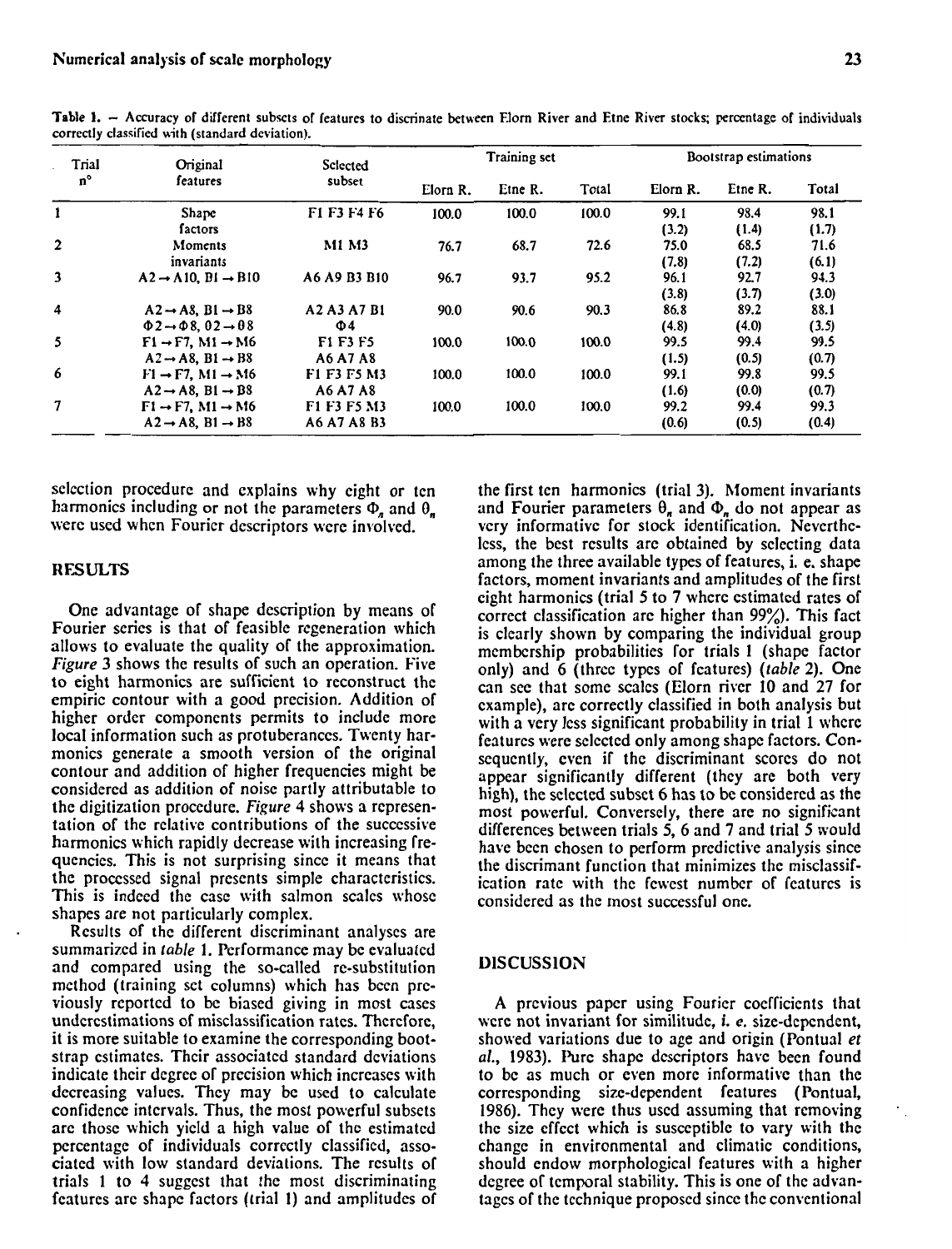Table 1. – Accuracy of different subsets of features to discrinate between Elorn River and Etne River stocks; percentage of individuals correctly classified with (standard deviation).

| Trial n° | Original features | Selected subset | Training set | | | Bootstrap estimations | | |
|---|---|---|---|---|---|---|---|---|
| | | | Elorn R. | Etne R. | Total | Elorn R. | Etne R. | Total |
| 1 | Shape factors | F1 F3 F4 F6 | 100.0 | 100.0 | 100.0 | 99.1 (3.2) | 98.4 (1.4) | 98.1 (1.7) |
| 2 | Moments invariants | M1 M3 | 76.7 | 68.7 | 72.6 | 75.0 (7.8) | 68.5 (7.2) | 71.6 (6.1) |
| 3 | A2 → A10, B1 → B10 | A6 A9 B3 B10 | 96.7 | 93.7 | 95.2 | 96.1 (3.8) | 92.7 (3.7) | 94.3 (3.0) |
| 4 | A2 → A8, B1 → B8 $\Phi$2 → $\Phi$8, $\theta$2 → $\theta$8 | A2 A3 A7 B1 $\Phi$4 | 90.0 | 90.6 | 90.3 | 86.8 (4.8) | 89.2 (4.0) | 88.1 (3.5) |
| 5 | F1 → F7, M1 → M6 A2 → A8, B1 → B8 | F1 F3 F5 A6 A7 A8 | 100.0 | 100.0 | 100.0 | 99.5 (1.5) | 99.4 (0.5) | 99.5 (0.7) |
| 6 | F1 → F7, M1 → M6 A2 → A8, B1 → B8 | F1 F3 F5 M3 A6 A7 A8 | 100.0 | 100.0 | 100.0 | 99.1 (1.6) | 99.8 (0.0) | 99.5 (0.7) |
| 7 | F1 → F7, M1 → M6 A2 → A8, B1 → B8 | F1 F3 F5 M3 A6 A7 A8 B3 | 100.0 | 100.0 | 100.0 | 99.2 (0.6) | 99.4 (0.5) | 99.3 (0.4) |

selection procedure and explains why eight or ten harmonics including or not the parameters $\Phi_n$ and $\theta_n$ were used when Fourier descriptors were involved.

## RESULTS

One advantage of shape description by means of Fourier series is that of feasible regeneration which allows to evaluate the quality of the approximation. *Figure* 3 shows the results of such an operation. Five to eight harmonics are sufficient to reconstruct the empiric contour with a good precision. Addition of higher order components permits to include more local information such as protuberances. Twenty harmonics generate a smooth version of the original contour and addition of higher frequencies might be considered as addition of noise partly attributable to the digitization procedure. *Figure* 4 shows a representation of the relative contributions of the successive harmonics which rapidly decrease with increasing frequencies. This is not surprising since it means that the processed signal presents simple characteristics. This is indeed the case with salmon scales whose shapes are not particularly complex.

Results of the different discriminant analyses are summarized in *table* 1. Performance may be evaluated and compared using the so-called re-substitution method (training set columns) which has been previously reported to be biased giving in most cases underestimations of misclassification rates. Therefore, it is more suitable to examine the corresponding bootstrap estimates. Their associated standard deviations indicate their degree of precision which increases with decreasing values. They may be used to calculate confidence intervals. Thus, the most powerful subsets are those which yield a high value of the estimated percentage of individuals correctly classified, associated with low standard deviations. The results of trials 1 to 4 suggest that the most discriminating features are shape factors (trial 1) and amplitudes of the first ten harmonics (trial 3). Moment invariants and Fourier parameters $\theta_n$ and $\Phi_n$ do not appear as very informative for stock identification. Nevertheless, the best results are obtained by selecting data among the three available types of features, i. e. shape factors, moment invariants and amplitudes of the first eight harmonics (trial 5 to 7 where estimated rates of correct classification are higher than 99%). This fact is clearly shown by comparing the individual group membership probabilities for trials 1 (shape factor only) and 6 (three types of features) (*table* 2). One can see that some scales (Elorn river 10 and 27 for example), are correctly classified in both analysis but with a very less significant probability in trial 1 where features were selected only among shape factors. Consequently, even if the discriminant scores do not appear significantly different (they are both very high), the selected subset 6 has to be considered as the most powerful. Conversely, there are no significant differences between trials 5, 6 and 7 and trial 5 would have been chosen to perform predictive analysis since the discriminant function that minimizes the misclassification rate with the fewest number of features is considered as the most successful one.

## DISCUSSION

A previous paper using Fourier coefficients that were not invariant for similitude, *i. e.* size-dependent, showed variations due to age and origin (Pontual *et al.*, 1983). Pure shape descriptors have been found to be as much or even more informative than the corresponding size-dependent features (Pontual, 1986). They were thus used assuming that removing the size effect which is susceptible to vary with the change in environmental and climatic conditions, should endow morphological features with a higher degree of temporal stability. This is one of the advantages of the technique proposed since the conventional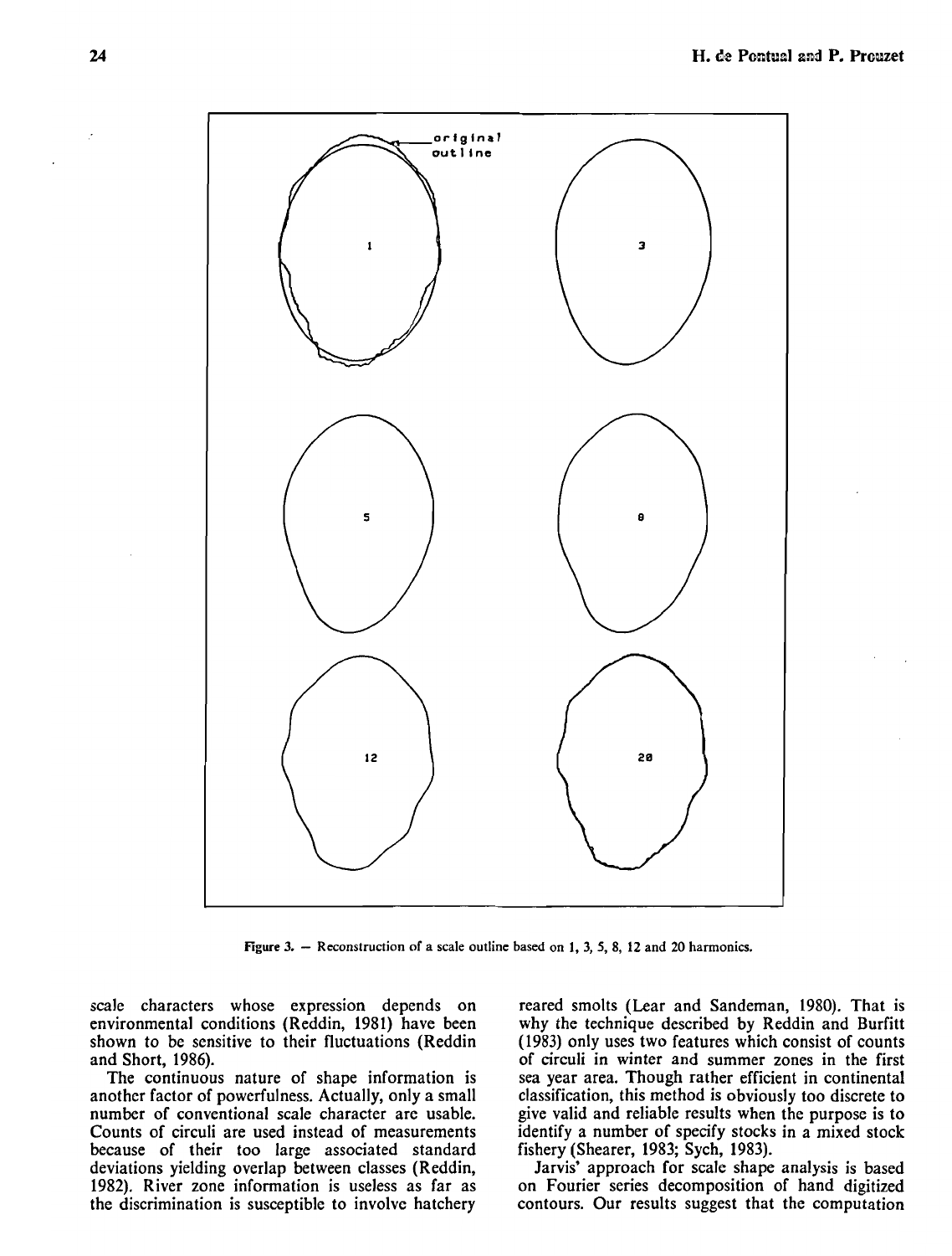Figure 3. — Reconstruction of a scale outline based on 1, 3, 5, 8, 12 and 20 harmonics.

scale characters whose expression depends on environmental conditions (Reddin, 1981) have been shown to be sensitive to their fluctuations (Reddin and Short, 1986).

The continuous nature of shape information is another factor of powerfulness. Actually, only a small number of conventional scale character are usable. Counts of circuli are used instead of measurements because of their too large associated standard deviations yielding overlap between classes (Reddin, 1982). River zone information is useless as far as the discrimination is susceptible to involve hatchery reared smolts (Lear and Sandeman, 1980). That is why the technique described by Reddin and Burfitt (1983) only uses two features which consist of counts of circuli in winter and summer zones in the first sea year area. Though rather efficient in continental classification, this method is obviously too discrete to give valid and reliable results when the purpose is to identify a number of specify stocks in a mixed stock fishery (Shearer, 1983; Sych, 1983).

Jarvis' approach for scale shape analysis is based on Fourier series decomposition of hand digitized contours. Our results suggest that the computation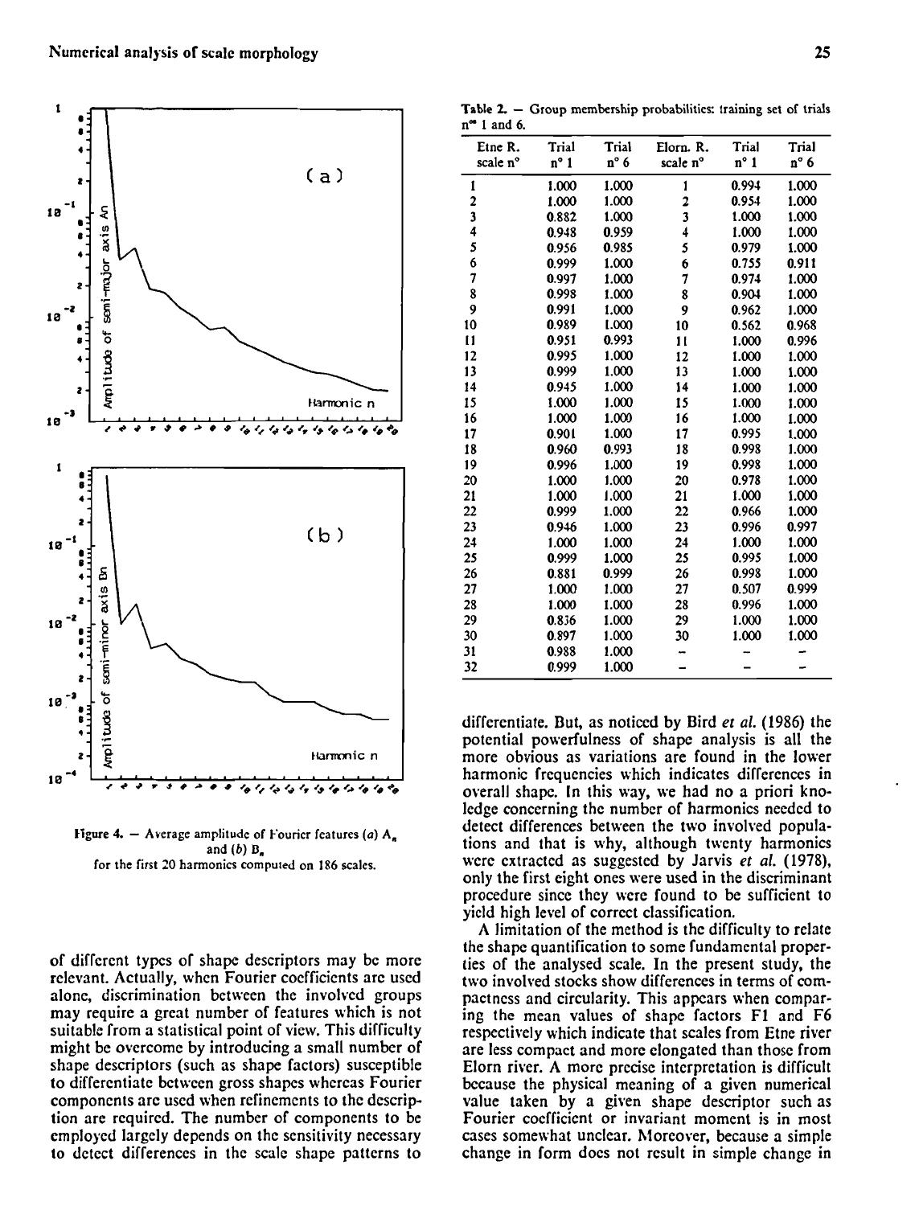Figure 4. — Average amplitude of Fourier features (*a*) $A_n$ and (*b*) $B_n$ for the first 20 harmonics computed on 186 scales.

of different types of shape descriptors may be more relevant. Actually, when Fourier coefficients are used alone, discrimination between the involved groups may require a great number of features which is not suitable from a statistical point of view. This difficulty might be overcome by introducing a small number of shape descriptors (such as shape factors) susceptible to differentiate between gross shapes whereas Fourier components are used when refinements to the description are required. The number of components to be employed largely depends on the sensitivity necessary to detect differences in the scale shape patterns to differentiate. But, as noticed by Bird *et al.* (1986) the potential powerfulness of shape analysis is all the more obvious as variations are found in the lower harmonic frequencies which indicates differences in overall shape. In this way, we had no a priori knowledge concerning the number of harmonics needed to detect differences between the two involved populations and that is why, although twenty harmonics were extracted as suggested by Jarvis *et al.* (1978), only the first eight ones were used in the discriminant procedure since they were found to be sufficient to yield high level of correct classification.

A limitation of the method is the difficulty to relate the shape quantification to some fundamental properties of the analysed scale. In the present study, the two involved stocks show differences in terms of compactness and circularity. This appears when comparing the mean values of shape factors F1 and F6 respectively which indicate that scales from Etne river are less compact and more elongated than those from Elorn river. A more precise interpretation is difficult because the physical meaning of a given numerical value taken by a given shape descriptor such as Fourier coefficient or invariant moment is in most cases somewhat unclear. Moreover, because a simple change in form does not result in simple change in

Table 2. — Group membership probabilities: training set of trials n° 1 and 6.

| Etne R. scale n° | Trial n° 1 | Trial n° 6 | Elorn. R. scale n° | Trial n° 1 | Trial n° 6 |
|---|---|---|---|---|---|
| 1 | 1.000 | 1.000 | 1 | 0.994 | 1.000 |
| 2 | 1.000 | 1.000 | 2 | 0.954 | 1.000 |
| 3 | 0.882 | 1.000 | 3 | 1.000 | 1.000 |
| 4 | 0.948 | 0.959 | 4 | 1.000 | 1.000 |
| 5 | 0.956 | 0.985 | 5 | 0.979 | 1.000 |
| 6 | 0.999 | 1.000 | 6 | 0.755 | 0.911 |
| 7 | 0.997 | 1.000 | 7 | 0.974 | 1.000 |
| 8 | 0.998 | 1.000 | 8 | 0.904 | 1.000 |
| 9 | 0.991 | 1.000 | 9 | 0.962 | 1.000 |
| 10 | 0.989 | 1.000 | 10 | 0.562 | 0.968 |
| 11 | 0.951 | 0.993 | 11 | 1.000 | 0.996 |
| 12 | 0.995 | 1.000 | 12 | 1.000 | 1.000 |
| 13 | 0.999 | 1.000 | 13 | 1.000 | 1.000 |
| 14 | 0.945 | 1.000 | 14 | 1.000 | 1.000 |
| 15 | 1.000 | 1.000 | 15 | 1.000 | 1.000 |
| 16 | 1.000 | 1.000 | 16 | 1.000 | 1.000 |
| 17 | 0.901 | 1.000 | 17 | 0.995 | 1.000 |
| 18 | 0.960 | 0.993 | 18 | 0.998 | 1.000 |
| 19 | 0.996 | 1.000 | 19 | 0.998 | 1.000 |
| 20 | 1.000 | 1.000 | 20 | 0.978 | 1.000 |
| 21 | 1.000 | 1.000 | 21 | 1.000 | 1.000 |
| 22 | 0.999 | 1.000 | 22 | 0.966 | 1.000 |
| 23 | 0.946 | 1.000 | 23 | 0.996 | 0.997 |
| 24 | 1.000 | 1.000 | 24 | 1.000 | 1.000 |
| 25 | 0.999 | 1.000 | 25 | 0.995 | 1.000 |
| 26 | 0.881 | 0.999 | 26 | 0.998 | 1.000 |
| 27 | 1.000 | 1.000 | 27 | 0.507 | 0.999 |
| 28 | 1.000 | 1.000 | 28 | 0.996 | 1.000 |
| 29 | 0.836 | 1.000 | 29 | 1.000 | 1.000 |
| 30 | 0.897 | 1.000 | 30 | 1.000 | 1.000 |
| 31 | 0.988 | 1.000 | – | – | – |
| 32 | 0.999 | 1.000 | – | – | – |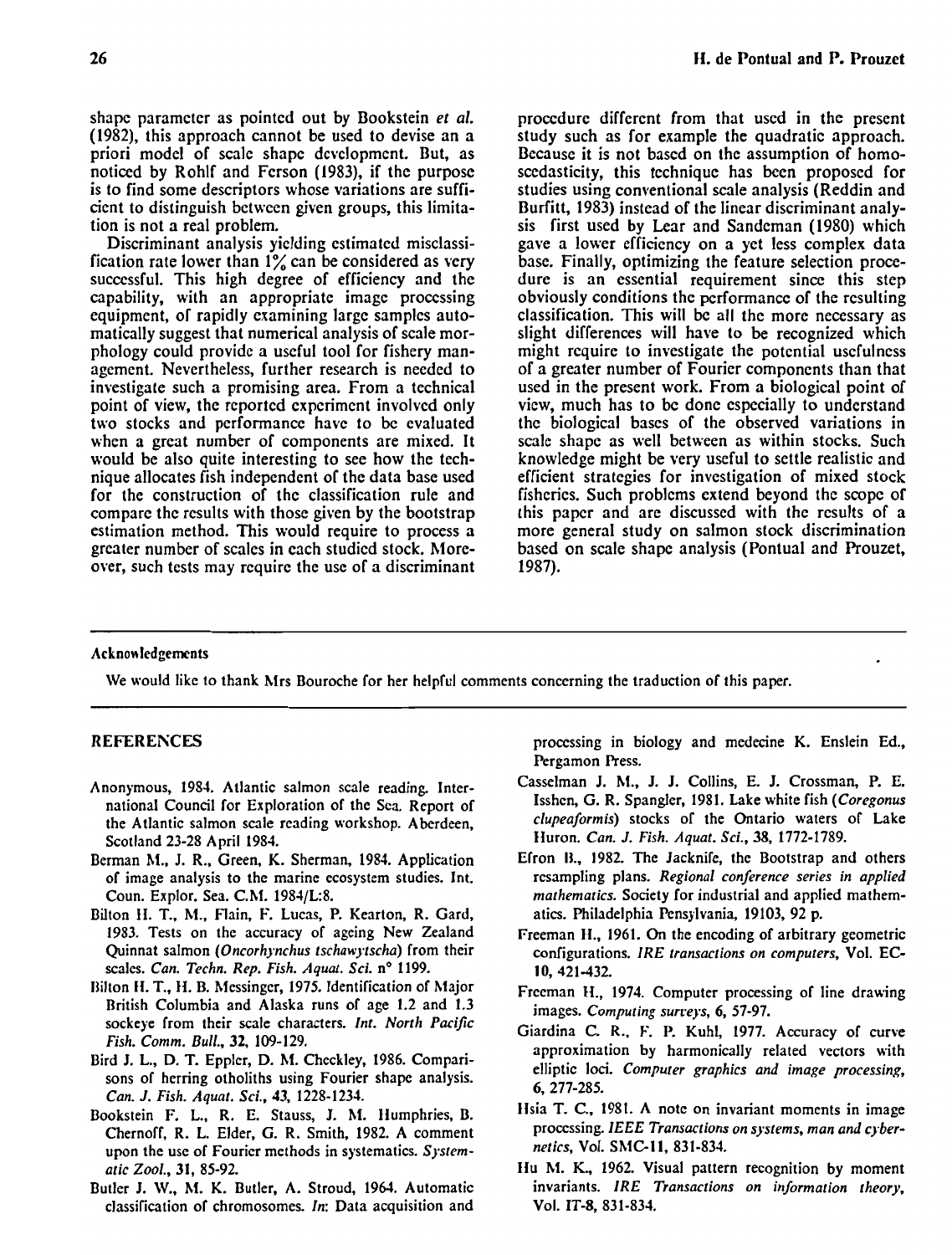shape parameter as pointed out by Bookstein *et al.* (1982), this approach cannot be used to devise an a priori model of scale shape development. But, as noticed by Rohlf and Ferson (1983), if the purpose is to find some descriptors whose variations are sufficient to distinguish between given groups, this limitation is not a real problem.

Discriminant analysis yielding estimated misclassification rate lower than 1% can be considered as very successful. This high degree of efficiency and the capability, with an appropriate image processing equipment, of rapidly examining large samples automatically suggest that numerical analysis of scale morphology could provide a useful tool for fishery management. Nevertheless, further research is needed to investigate such a promising area. From a technical point of view, the reported experiment involved only two stocks and performance have to be evaluated when a great number of components are mixed. It would be also quite interesting to see how the technique allocates fish independent of the data base used for the construction of the classification rule and compare the results with those given by the bootstrap estimation method. This would require to process a greater number of scales in each studied stock. Moreover, such tests may require the use of a discriminant procedure different from that used in the present study such as for example the quadratic approach. Because it is not based on the assumption of homoscedasticity, this technique has been proposed for studies using conventional scale analysis (Reddin and Burfitt, 1983) instead of the linear discriminant analysis first used by Lear and Sandeman (1980) which gave a lower efficiency on a yet less complex data base. Finally, optimizing the feature selection procedure is an essential requirement since this step obviously conditions the performance of the resulting classification. This will be all the more necessary as slight differences will have to be recognized which might require to investigate the potential usefulness of a greater number of Fourier components than that used in the present work. From a biological point of view, much has to be done especially to understand the biological bases of the observed variations in scale shape as well between as within stocks. Such knowledge might be very useful to settle realistic and efficient strategies for investigation of mixed stock fisheries. Such problems extend beyond the scope of this paper and are discussed with the results of a more general study on salmon stock discrimination based on scale shape analysis (Pontual and Prouzet, 1987).

#### Acknowledgements

We would like to thank Mrs Bouroche for her helpful comments concerning the traduction of this paper.

## REFERENCES

Anonymous, 1984. Atlantic salmon scale reading. International Council for Exploration of the Sea. Report of the Atlantic salmon scale reading workshop. Aberdeen, Scotland 23-28 April 1984.

Berman M., J. R., Green, K. Sherman, 1984. Application of image analysis to the marine ecosystem studies. Int. Coun. Explor. Sea. C.M. 1984/L:8.

Bilton H. T., M., Flain, F. Lucas, P. Kearton, R. Gard, 1983. Tests on the accuracy of ageing New Zealand Quinnat salmon (*Oncorhynchus tschawytscha*) from their scales. *Can. Techn. Rep. Fish. Aquat. Sci.* n° 1199.

Bilton H. T., H. B. Messinger, 1975. Identification of Major British Columbia and Alaska runs of age 1.2 and 1.3 sockeye from their scale characters. *Int. North Pacific Fish. Comm. Bull.*, **32**, 109-129.

Bird J. L., D. T. Eppler, D. M. Checkley, 1986. Comparisons of herring otholiths using Fourier shape analysis. *Can. J. Fish. Aquat. Sci.*, **43**, 1228-1234.

Bookstein F. L., R. E. Stauss, J. M. Humphries, B. Chernoff, R. L. Elder, G. R. Smith, 1982. A comment upon the use of Fourier methods in systematics. *Systematic Zool.*, **31**, 85-92.

Butler J. W., M. K. Butler, A. Stroud, 1964. Automatic classification of chromosomes. *In*: Data acquisition and processing in biology and medecine K. Enslein Ed., Pergamon Press.

Casselman J. M., J. J. Collins, E. J. Crossman, P. E. Isshen, G. R. Spangler, 1981. Lake white fish (*Coregonus clupeaformis*) stocks of the Ontario waters of Lake Huron. *Can. J. Fish. Aquat. Sci.*, **38**, 1772-1789.

Efron B., 1982. The Jacknife, the Bootstrap and others resampling plans. *Regional conference series in applied mathematics.* Society for industrial and applied mathematics. Philadelphia Pensylvania, 19103, 92 p.

Freeman H., 1961. On the encoding of arbitrary geometric configurations. *IRE transactions on computers*, Vol. EC-10, 421-432.

Freeman H., 1974. Computer processing of line drawing images. *Computing surveys*, **6**, 57-97.

Giardina C. R., F. P. Kuhl, 1977. Accuracy of curve approximation by harmonically related vectors with elliptic loci. *Computer graphics and image processing*, **6**, 277-285.

Hsia T. C., 1981. A note on invariant moments in image processing. *IEEE Transactions on systems, man and cybernetics*, Vol. SMC-11, 831-834.

Hu M. K., 1962. Visual pattern recognition by moment invariants. *IRE Transactions on information theory*, Vol. IT-8, 831-834.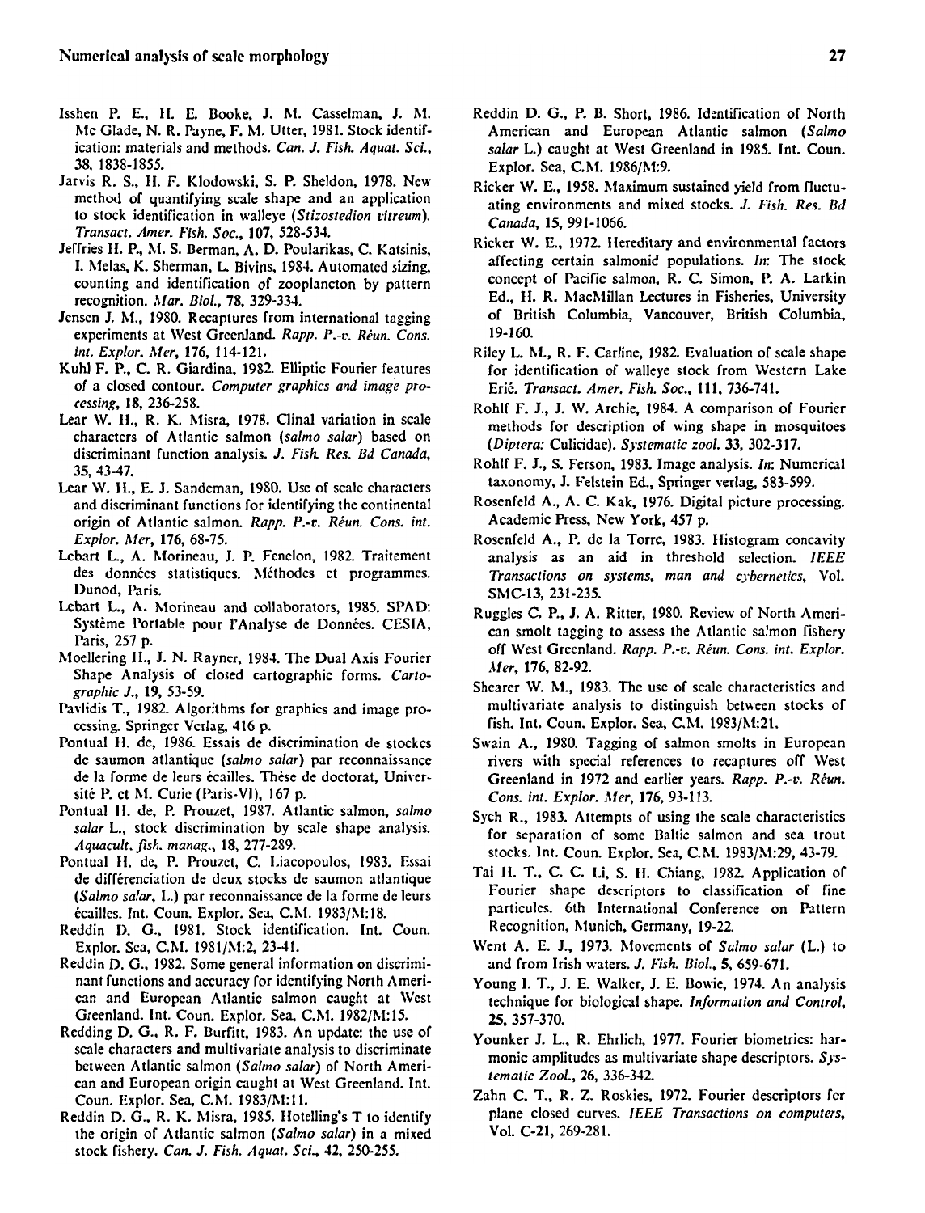Isshen P. E., H. E. Booke, J. M. Casselman, J. M. Mc Glade, N. R. Payne, F. M. Utter, 1981. Stock identification: materials and methods. *Can. J. Fish. Aquat. Sci.*, 38, 1838-1855.

Jarvis R. S., H. F. Klodowski, S. P. Sheldon, 1978. New method of quantifying scale shape and an application to stock identification in walleye (*Stizostedion vitreum*). *Transact. Amer. Fish. Soc.*, 107, 528-534.

Jeffries H. P., M. S. Berman, A. D. Poularikas, C. Katsinis, I. Melas, K. Sherman, L. Bivins, 1984. Automated sizing, counting and identification of zooplancton by pattern recognition. *Mar. Biol.*, 78, 329-334.

Jensen J. M., 1980. Recaptures from international tagging experiments at West Greenland. *Rapp. P.-v. Réun. Cons. int. Explor. Mer*, 176, 114-121.

Kuhl F. P., C. R. Giardina, 1982. Elliptic Fourier features of a closed contour. *Computer graphics and image processing*, 18, 236-258.

Lear W. H., R. K. Misra, 1978. Clinal variation in scale characters of Atlantic salmon (*salmo salar*) based on discriminant function analysis. *J. Fish. Res. Bd Canada*, 35, 43-47.

Lear W. H., E. J. Sandeman, 1980. Use of scale characters and discriminant functions for identifying the continental origin of Atlantic salmon. *Rapp. P.-v. Réun. Cons. int. Explor. Mer*, 176, 68-75.

Lebart L., A. Morineau, J. P. Fenelon, 1982. Traitement des données statistiques. Méthodes et programmes. Dunod, Paris.

Lebart L., A. Morineau and collaborators, 1985. SPAD: Système Portable pour l'Analyse de Données. CESIA, Paris, 257 p.

Moellering H., J. N. Rayner, 1984. The Dual Axis Fourier Shape Analysis of closed cartographic forms. *Cartographic J.*, 19, 53-59.

Pavlidis T., 1982. Algorithms for graphics and image processing. Springer Verlag, 416 p.

Pontual H. de, 1986. Essais de discrimination de stockes de saumon atlantique (*salmo salar*) par reconnaissance de la forme de leurs écailles. Thèse de doctorat, Université P. et M. Curie (Paris-VI), 167 p.

Pontual H. de, P. Prouzet, 1987. Atlantic salmon, *salmo salar* L., stock discrimination by scale shape analysis. *Aquacult. fish. manag.*, 18, 277-289.

Pontual H. de, P. Prouzet, C. Liacopoulos, 1983. Essai de différenciation de deux stocks de saumon atlantique (*Salmo salar*, L.) par reconnaissance de la forme de leurs écailles. Int. Coun. Explor. Sea, C.M. 1983/M:18.

Reddin D. G., 1981. Stock identification. Int. Coun. Explor. Sea, C.M. 1981/M:2, 23-41.

Reddin D. G., 1982. Some general information on discriminant functions and accuracy for identifying North American and European Atlantic salmon caught at West Greenland. Int. Coun. Explor. Sea, C.M. 1982/M:15.

Redding D. G., R. F. Burfitt, 1983. An update: the use of scale characters and multivariate analysis to discriminate between Atlantic salmon (*Salmo salar*) of North American and European origin caught at West Greenland. Int. Coun. Explor. Sea, C.M. 1983/M:11.

Reddin D. G., R. K. Misra, 1985. Hotelling's T to identify the origin of Atlantic salmon (*Salmo salar*) in a mixed stock fishery. *Can. J. Fish. Aquat. Sci.*, 42, 250-255.

Reddin D. G., P. B. Short, 1986. Identification of North American and European Atlantic salmon (*Salmo salar* L.) caught at West Greenland in 1985. Int. Coun. Explor. Sea, C.M. 1986/M:9.

Ricker W. E., 1958. Maximum sustained yield from fluctuating environments and mixed stocks. *J. Fish. Res. Bd Canada*, 15, 991-1066.

Ricker W. E., 1972. Hereditary and environmental factors affecting certain salmonid populations. *In*: The stock concept of Pacific salmon, R. C. Simon, P. A. Larkin Ed., H. R. MacMillan Lectures in Fisheries, University of British Columbia, Vancouver, British Columbia, 19-160.

Riley L. M., R. F. Carline, 1982. Evaluation of scale shape for identification of walleye stock from Western Lake Erié. *Transact. Amer. Fish. Soc.*, 111, 736-741.

Rohlf F. J., J. W. Archie, 1984. A comparison of Fourier methods for description of wing shape in mosquitoes (*Diptera:* Culicidae). *Systematic zool.* 33, 302-317.

Rohlf F. J., S. Ferson, 1983. Image analysis. *In*: Numerical taxonomy, J. Felstein Ed., Springer verlag, 583-599.

Rosenfeld A., A. C. Kak, 1976. Digital picture processing. Academic Press, New York, 457 p.

Rosenfeld A., P. de la Torre, 1983. Histogram concavity analysis as an aid in threshold selection. *IEEE Transactions on systems, man and cybernetics*, Vol. SMC-13, 231-235.

Ruggles C. P., J. A. Ritter, 1980. Review of North American smolt tagging to assess the Atlantic salmon fishery off West Greenland. *Rapp. P.-v. Réun. Cons. int. Explor. Mer*, 176, 82-92.

Shearer W. M., 1983. The use of scale characteristics and multivariate analysis to distinguish between stocks of fish. Int. Coun. Explor. Sea, C.M. 1983/M:21.

Swain A., 1980. Tagging of salmon smolts in European rivers with special references to recaptures off West Greenland in 1972 and earlier years. *Rapp. P.-v. Réun. Cons. int. Explor. Mer*, 176, 93-113.

Sych R., 1983. Attempts of using the scale characteristics for separation of some Baltic salmon and sea trout stocks. Int. Coun. Explor. Sea, C.M. 1983/M:29, 43-79.

Tai H. T., C. C. Li, S. H. Chiang, 1982. Application of Fourier shape descriptors to classification of fine particules. 6th International Conference on Pattern Recognition, Munich, Germany, 19-22.

Went A. E. J., 1973. Movements of *Salmo salar* (L.) to and from Irish waters. *J. Fish. Biol.*, 5, 659-671.

Young I. T., J. E. Walker, J. E. Bowie, 1974. An analysis technique for biological shape. *Information and Control*, 25, 357-370.

Younker J. L., R. Ehrlich, 1977. Fourier biometrics: harmonic amplitudes as multivariate shape descriptors. *Systematic Zool.*, 26, 336-342.

Zahn C. T., R. Z. Roskies, 1972. Fourier descriptors for plane closed curves. *IEEE Transactions on computers*, Vol. C-21, 269-281.